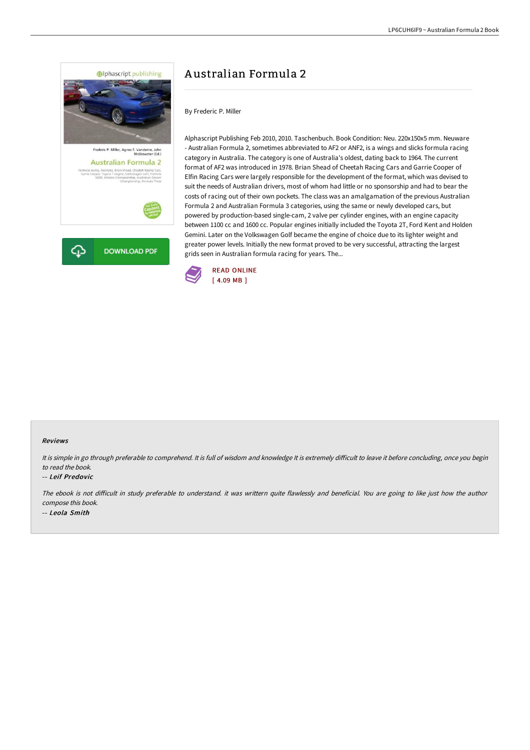# Australian Formula 2

By Frederic P. Miller

Alphascript Publishing Feb 2010, 2010. Taschenbuch. Book Condition: Neu. 220x150x5 mm. Neuware - Australian Formula 2, sometimes abbreviated to AF2 or ANF2, is a wings and slicks formula racing category in Australia. The category is one of Australia's oldest, dating back to 1964. The current format of AF2 was introduced in 1978. Brian Shead of Cheetah Racing Cars and Garrie Cooper of Elfin Racing Cars were largely responsible for the development of the format, which was devised to suit the needs of Australian drivers, most of whom had little or no sponsorship and had to bear the costs of racing out of their own pockets. The class was an amalgamation of the previous Australian Formula 2 and Australian Formula 3 categories, using the same or newly developed cars, but powered by production-based single-cam, 2 valve per cylinder engines, with an engine capacity between 1100 cc and 1600 cc. Popular engines initially included the Toyota 2T, Ford Kent and Holden Gemini. Later on the Volkswagen Golf became the engine of choice due to its lighter weight and greater power levels. Initially the new format proved to be very successful, attracting the largest grids seen in Australian formula racing for years. The...

READ ONLINE
[ 4.09 MB ]

### Reviews

*It is simple in go through preferable to comprehend. It is full of wisdom and knowledge It is extremely difficult to leave it before concluding, once you begin to read the book.*

-- ***Leif Predovic***

*The ebook is not difficult in study preferable to understand. it was writtern quite flawlessly and beneficial. You are going to like just how the author compose this book.*

-- ***Leola Smith***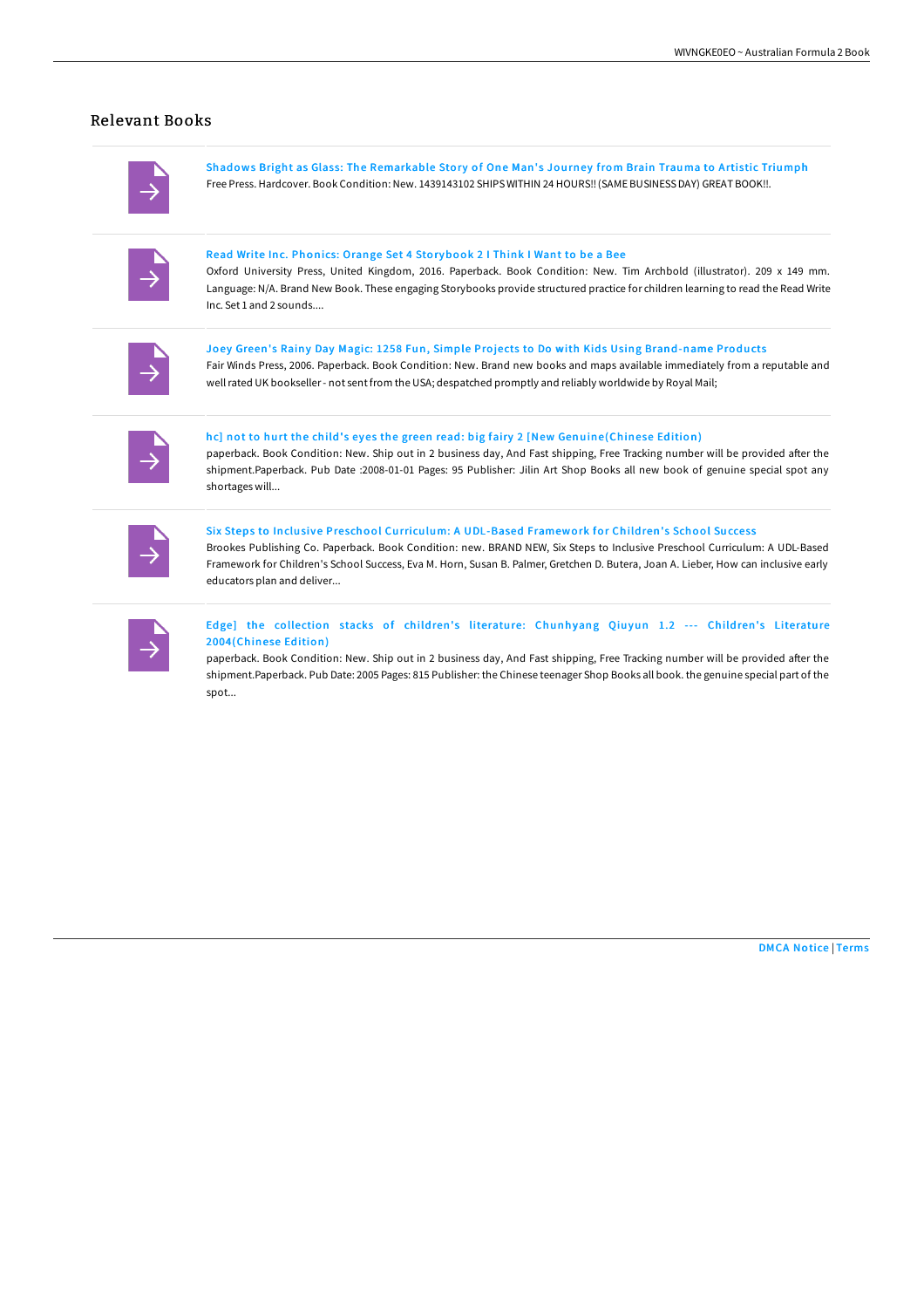## Relevant Books

**Shadows Bright as Glass: The Remarkable Story of One Man's Journey from Brain Trauma to Artistic Triumph**

Free Press. Hardcover. Book Condition: New. 1439143102 SHIPS WITHIN 24 HOURS!! (SAME BUSINESS DAY) GREAT BOOK!!.

**Read Write Inc. Phonics: Orange Set 4 Storybook 2 I Think I Want to be a Bee**

Oxford University Press, United Kingdom, 2016. Paperback. Book Condition: New. Tim Archbold (illustrator). 209 x 149 mm. Language: N/A. Brand New Book. These engaging Storybooks provide structured practice for children learning to read the Read Write Inc. Set 1 and 2 sounds....

**Joey Green's Rainy Day Magic: 1258 Fun, Simple Projects to Do with Kids Using Brand-name Products**

Fair Winds Press, 2006. Paperback. Book Condition: New. Brand new books and maps available immediately from a reputable and well rated UK bookseller - not sent from the USA; despatched promptly and reliably worldwide by Royal Mail;

**hc] not to hurt the child's eyes the green read: big fairy 2 [New Genuine(Chinese Edition)**

paperback. Book Condition: New. Ship out in 2 business day, And Fast shipping, Free Tracking number will be provided after the shipment.Paperback. Pub Date :2008-01-01 Pages: 95 Publisher: Jilin Art Shop Books all new book of genuine special spot any shortages will...

**Six Steps to Inclusive Preschool Curriculum: A UDL-Based Framework for Children's School Success**

Brookes Publishing Co. Paperback. Book Condition: new. BRAND NEW, Six Steps to Inclusive Preschool Curriculum: A UDL-Based Framework for Children's School Success, Eva M. Horn, Susan B. Palmer, Gretchen D. Butera, Joan A. Lieber, How can inclusive early educators plan and deliver...

**Edge] the collection stacks of children's literature: Chunhyang Qiuyun 1.2 --- Children's Literature 2004(Chinese Edition)**

paperback. Book Condition: New. Ship out in 2 business day, And Fast shipping, Free Tracking number will be provided after the shipment.Paperback. Pub Date: 2005 Pages: 815 Publisher: the Chinese teenager Shop Books all book. the genuine special part of the spot...

DMCA Notice | Terms